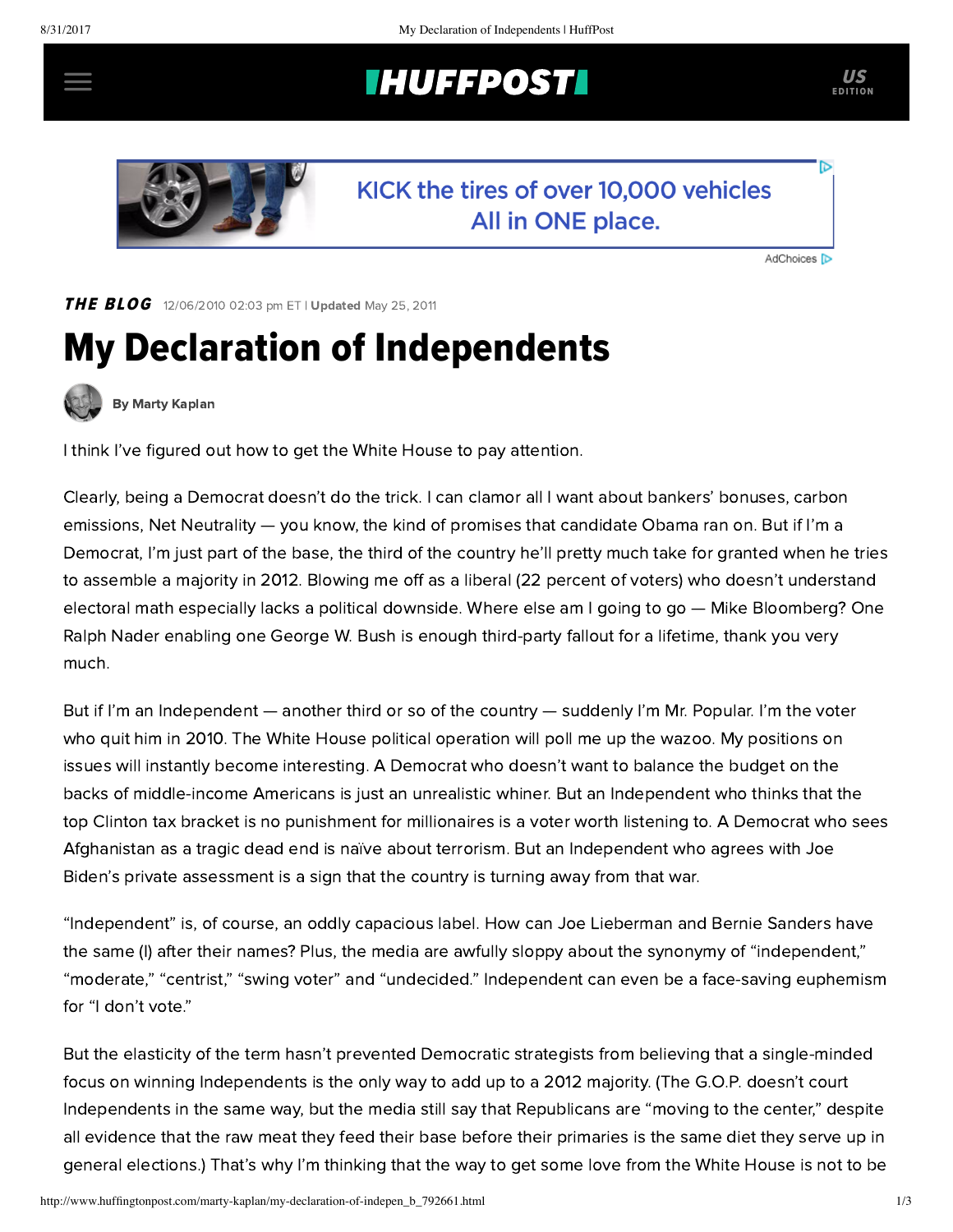THE BLOG 12/06/2010 02:03 pm ET | **Updated** May 25, 2011

# My Declaration of Independents

By Marty Kaplan

I think I've figured out how to get the White House to pay attention.

Clearly, being a Democrat doesn't do the trick. I can clamor all I want about bankers' bonuses, carbon emissions, Net Neutrality — you know, the kind of promises that candidate Obama ran on. But if I'm a Democrat, I'm just part of the base, the third of the country he'll pretty much take for granted when he tries to assemble a majority in 2012. Blowing me off as a liberal (22 percent of voters) who doesn't understand electoral math especially lacks a political downside. Where else am I going to go — Mike Bloomberg? One Ralph Nader enabling one George W. Bush is enough third-party fallout for a lifetime, thank you very much.

But if I'm an Independent — another third or so of the country — suddenly I'm Mr. Popular. I'm the voter who quit him in 2010. The White House political operation will poll me up the wazoo. My positions on issues will instantly become interesting. A Democrat who doesn't want to balance the budget on the backs of middle-income Americans is just an unrealistic whiner. But an Independent who thinks that the top Clinton tax bracket is no punishment for millionaires is a voter worth listening to. A Democrat who sees Afghanistan as a tragic dead end is naïve about terrorism. But an Independent who agrees with Joe Biden's private assessment is a sign that the country is turning away from that war.

"Independent" is, of course, an oddly capacious label. How can Joe Lieberman and Bernie Sanders have the same (I) after their names? Plus, the media are awfully sloppy about the synonymy of "independent," "moderate," "centrist," "swing voter" and "undecided." Independent can even be a face-saving euphemism for "I don't vote."

But the elasticity of the term hasn't prevented Democratic strategists from believing that a single-minded focus on winning Independents is the only way to add up to a 2012 majority. (The G.O.P. doesn't court Independents in the same way, but the media still say that Republicans are "moving to the center," despite all evidence that the raw meat they feed their base before their primaries is the same diet they serve up in general elections.) That's why I'm thinking that the way to get some love from the White House is not to be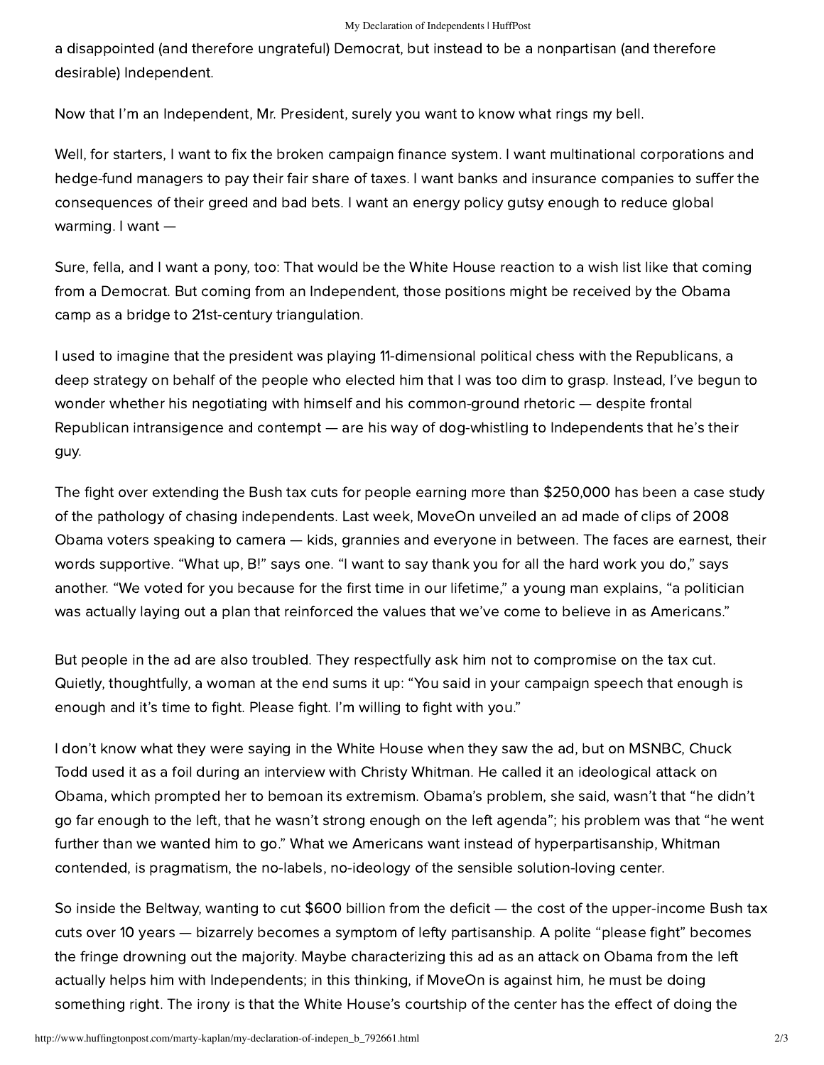a disappointed (and therefore ungrateful) Democrat, but instead to be a nonpartisan (and therefore desirable) Independent.

Now that I'm an Independent, Mr. President, surely you want to know what rings my bell.

Well, for starters, I want to fix the broken campaign finance system. I want multinational corporations and hedge-fund managers to pay their fair share of taxes. I want banks and insurance companies to suffer the consequences of their greed and bad bets. I want an energy policy gutsy enough to reduce global warming. I want —

Sure, fella, and I want a pony, too: That would be the White House reaction to a wish list like that coming from a Democrat. But coming from an Independent, those positions might be received by the Obama camp as a bridge to 21st-century triangulation.

I used to imagine that the president was playing 11-dimensional political chess with the Republicans, a deep strategy on behalf of the people who elected him that I was too dim to grasp. Instead, I've begun to wonder whether his negotiating with himself and his common-ground rhetoric — despite frontal Republican intransigence and contempt — are his way of dog-whistling to Independents that he's their guy.

The fight over extending the Bush tax cuts for people earning more than $250,000 has been a case study of the pathology of chasing independents. Last week, MoveOn unveiled an ad made of clips of 2008 Obama voters speaking to camera — kids, grannies and everyone in between. The faces are earnest, their words supportive. "What up, B!" says one. "I want to say thank you for all the hard work you do," says another. "We voted for you because for the first time in our lifetime," a young man explains, "a politician was actually laying out a plan that reinforced the values that we've come to believe in as Americans."

But people in the ad are also troubled. They respectfully ask him not to compromise on the tax cut. Quietly, thoughtfully, a woman at the end sums it up: "You said in your campaign speech that enough is enough and it's time to fight. Please fight. I'm willing to fight with you."

I don't know what they were saying in the White House when they saw the ad, but on MSNBC, Chuck Todd used it as a foil during an interview with Christy Whitman. He called it an ideological attack on Obama, which prompted her to bemoan its extremism. Obama's problem, she said, wasn't that "he didn't go far enough to the left, that he wasn't strong enough on the left agenda"; his problem was that "he went further than we wanted him to go." What we Americans want instead of hyperpartisanship, Whitman contended, is pragmatism, the no-labels, no-ideology of the sensible solution-loving center.

So inside the Beltway, wanting to cut $600 billion from the deficit — the cost of the upper-income Bush tax cuts over 10 years — bizarrely becomes a symptom of lefty partisanship. A polite "please fight" becomes the fringe drowning out the majority. Maybe characterizing this ad as an attack on Obama from the left actually helps him with Independents; in this thinking, if MoveOn is against him, he must be doing something right. The irony is that the White House's courtship of the center has the effect of doing the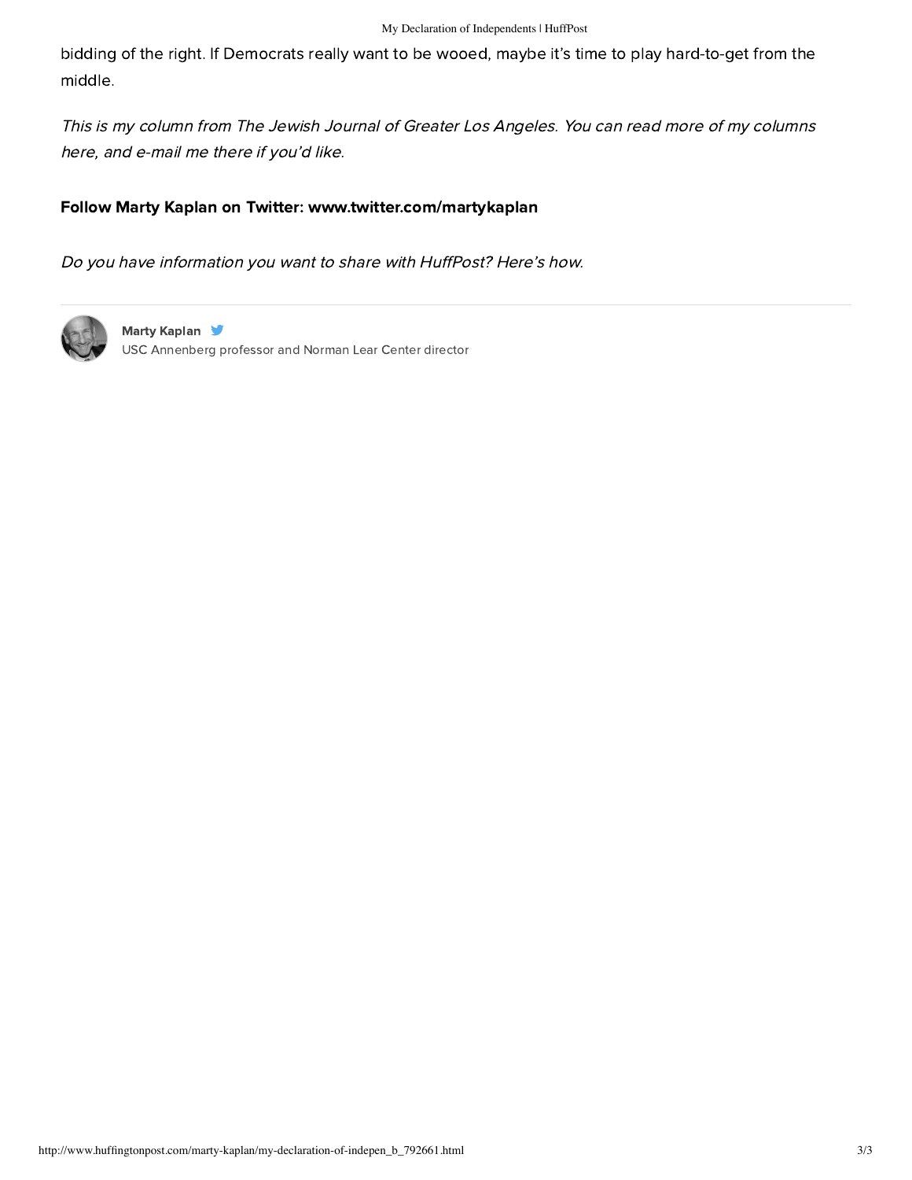bidding of the right. If Democrats really want to be wooed, maybe it's time to play hard-to-get from the middle.

*This is my column from The Jewish Journal of Greater Los Angeles. You can read more of my columns here, and e-mail me there if you'd like.*

**Follow Marty Kaplan on Twitter: www.twitter.com/martykaplan**

*Do you have information you want to share with HuffPost? Here's how.*

---

**Marty Kaplan**
USC Annenberg professor and Norman Lear Center director